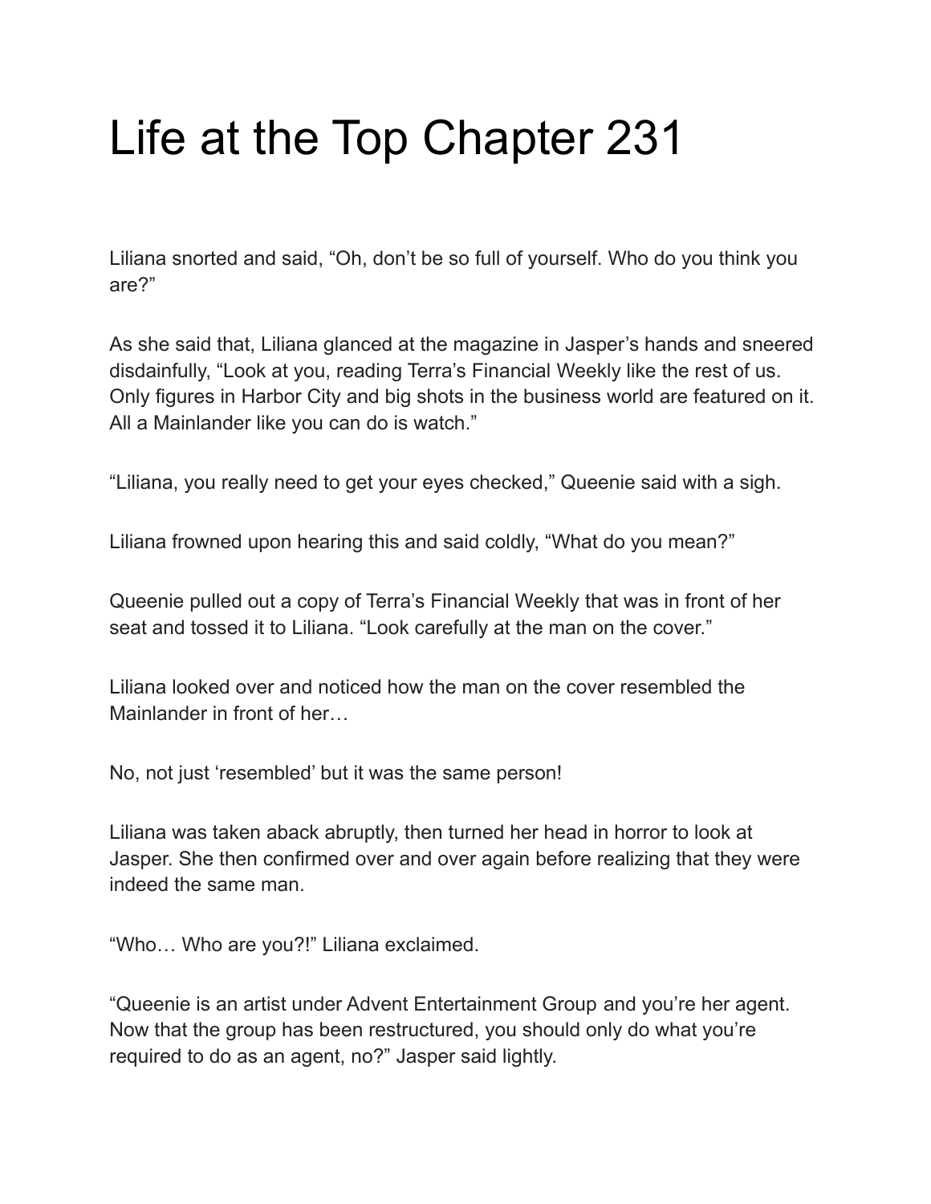# Life at the Top Chapter 231

Liliana snorted and said, "Oh, don't be so full of yourself. Who do you think you are?"

As she said that, Liliana glanced at the magazine in Jasper's hands and sneered disdainfully, "Look at you, reading Terra's Financial Weekly like the rest of us. Only figures in Harbor City and big shots in the business world are featured on it. All a Mainlander like you can do is watch."

"Liliana, you really need to get your eyes checked," Queenie said with a sigh.

Liliana frowned upon hearing this and said coldly, "What do you mean?"

Queenie pulled out a copy of Terra's Financial Weekly that was in front of her seat and tossed it to Liliana. "Look carefully at the man on the cover."

Liliana looked over and noticed how the man on the cover resembled the Mainlander in front of her…

No, not just 'resembled' but it was the same person!

Liliana was taken aback abruptly, then turned her head in horror to look at Jasper. She then confirmed over and over again before realizing that they were indeed the same man.

"Who… Who are you?!" Liliana exclaimed.

"Queenie is an artist under Advent Entertainment Group and you're her agent. Now that the group has been restructured, you should only do what you're required to do as an agent, no?" Jasper said lightly.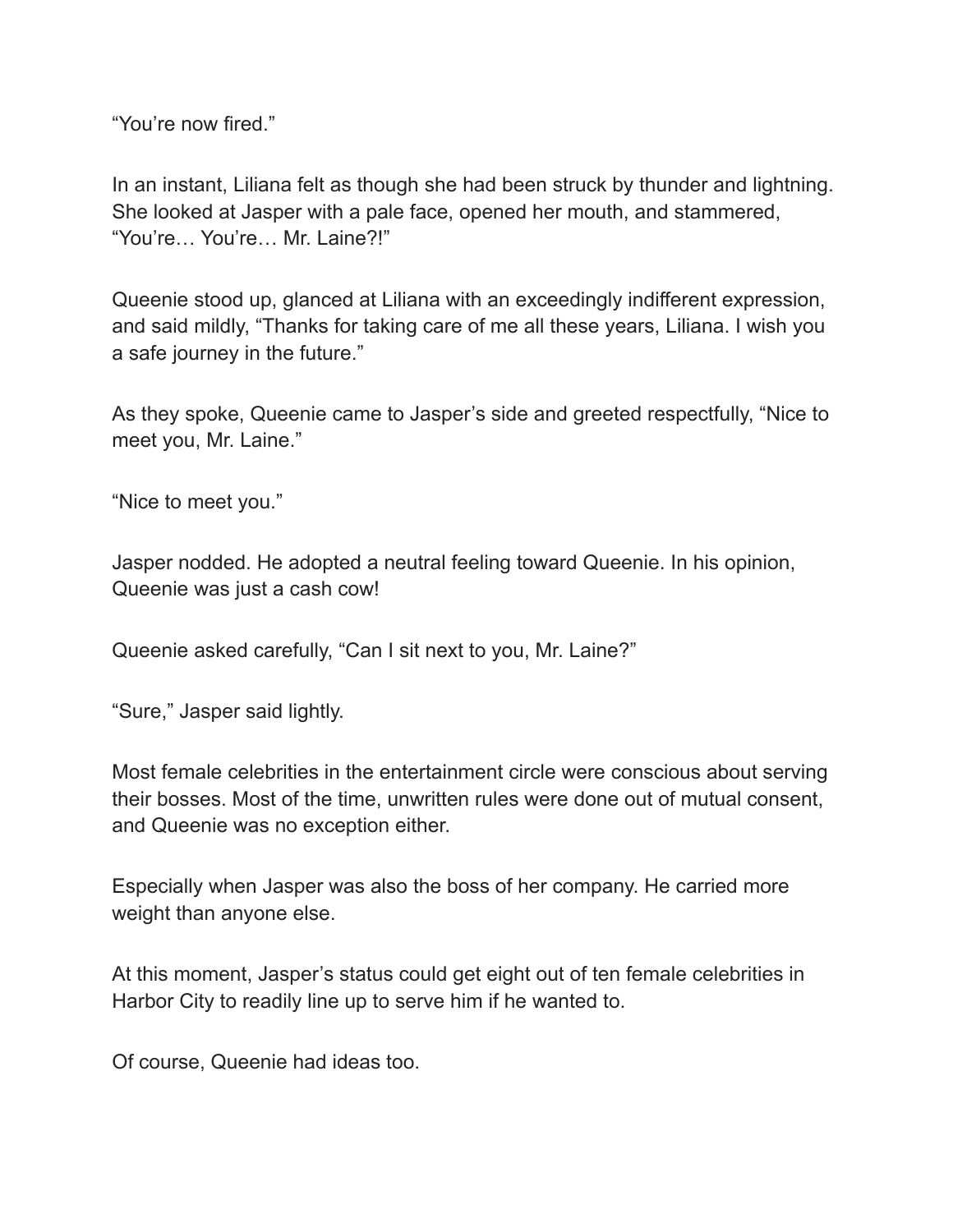"You're now fired."

In an instant, Liliana felt as though she had been struck by thunder and lightning. She looked at Jasper with a pale face, opened her mouth, and stammered, "You're… You're… Mr. Laine?!"

Queenie stood up, glanced at Liliana with an exceedingly indifferent expression, and said mildly, "Thanks for taking care of me all these years, Liliana. I wish you a safe journey in the future."

As they spoke, Queenie came to Jasper's side and greeted respectfully, "Nice to meet you, Mr. Laine."

"Nice to meet you."

Jasper nodded. He adopted a neutral feeling toward Queenie. In his opinion, Queenie was just a cash cow!

Queenie asked carefully, "Can I sit next to you, Mr. Laine?"

"Sure," Jasper said lightly.

Most female celebrities in the entertainment circle were conscious about serving their bosses. Most of the time, unwritten rules were done out of mutual consent, and Queenie was no exception either.

Especially when Jasper was also the boss of her company. He carried more weight than anyone else.

At this moment, Jasper's status could get eight out of ten female celebrities in Harbor City to readily line up to serve him if he wanted to.

Of course, Queenie had ideas too.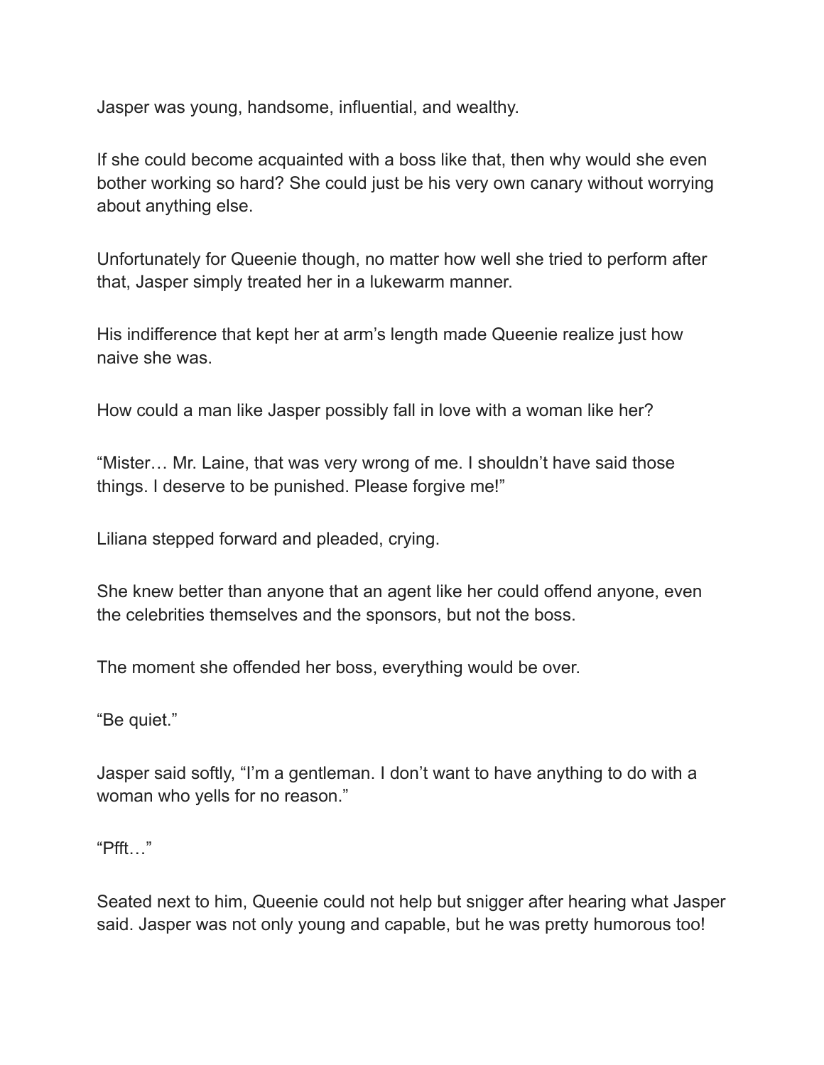Jasper was young, handsome, influential, and wealthy.

If she could become acquainted with a boss like that, then why would she even bother working so hard? She could just be his very own canary without worrying about anything else.

Unfortunately for Queenie though, no matter how well she tried to perform after that, Jasper simply treated her in a lukewarm manner.

His indifference that kept her at arm's length made Queenie realize just how naive she was.

How could a man like Jasper possibly fall in love with a woman like her?

"Mister… Mr. Laine, that was very wrong of me. I shouldn't have said those things. I deserve to be punished. Please forgive me!"

Liliana stepped forward and pleaded, crying.

She knew better than anyone that an agent like her could offend anyone, even the celebrities themselves and the sponsors, but not the boss.

The moment she offended her boss, everything would be over.

"Be quiet."

Jasper said softly, "I'm a gentleman. I don't want to have anything to do with a woman who yells for no reason."

"Pfft…"

Seated next to him, Queenie could not help but snigger after hearing what Jasper said. Jasper was not only young and capable, but he was pretty humorous too!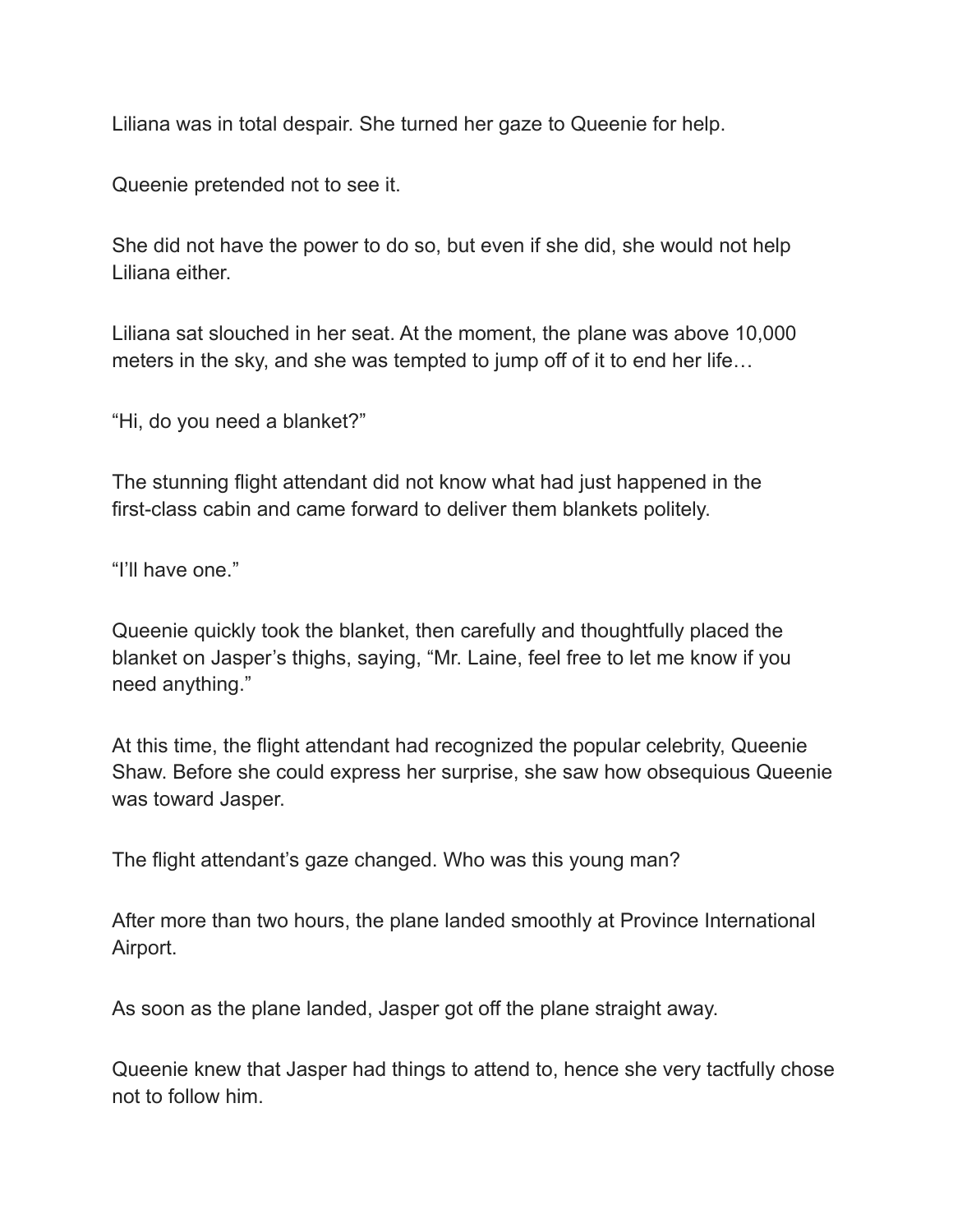Liliana was in total despair. She turned her gaze to Queenie for help.

Queenie pretended not to see it.

She did not have the power to do so, but even if she did, she would not help Liliana either.

Liliana sat slouched in her seat. At the moment, the plane was above 10,000 meters in the sky, and she was tempted to jump off of it to end her life…

“Hi, do you need a blanket?”

The stunning flight attendant did not know what had just happened in the first-class cabin and came forward to deliver them blankets politely.

“I’ll have one.”

Queenie quickly took the blanket, then carefully and thoughtfully placed the blanket on Jasper’s thighs, saying, “Mr. Laine, feel free to let me know if you need anything.”

At this time, the flight attendant had recognized the popular celebrity, Queenie Shaw. Before she could express her surprise, she saw how obsequious Queenie was toward Jasper.

The flight attendant’s gaze changed. Who was this young man?

After more than two hours, the plane landed smoothly at Province International Airport.

As soon as the plane landed, Jasper got off the plane straight away.

Queenie knew that Jasper had things to attend to, hence she very tactfully chose not to follow him.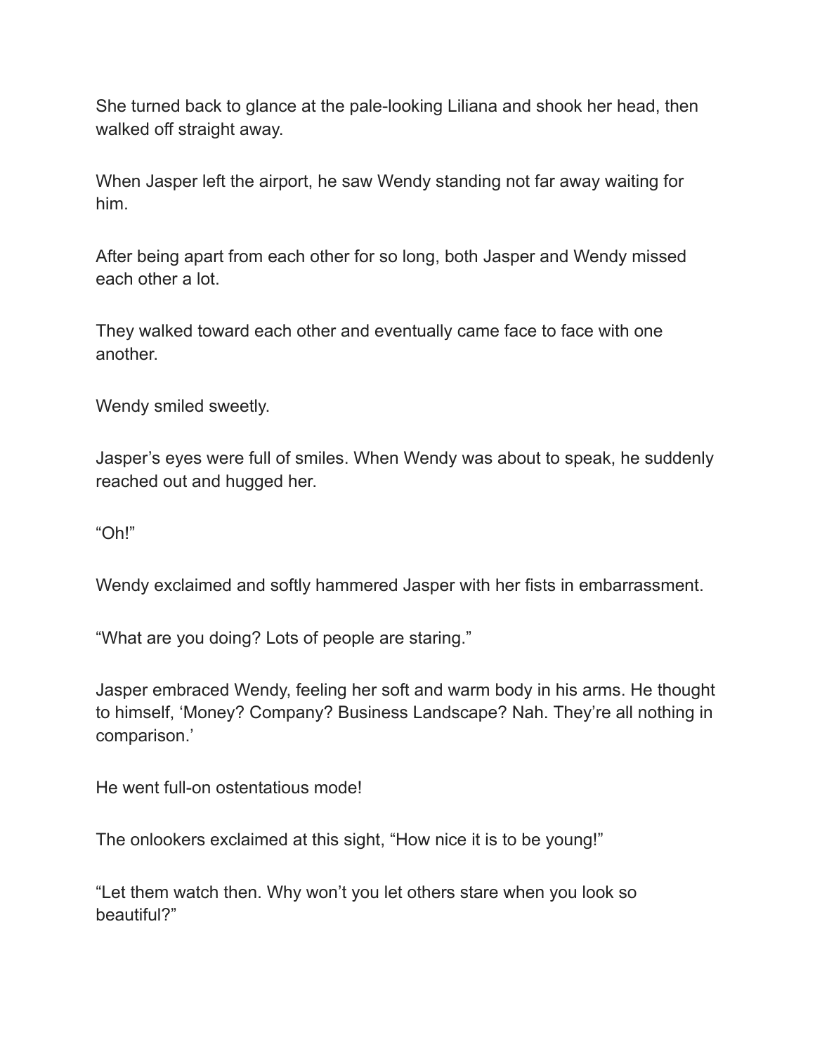She turned back to glance at the pale-looking Liliana and shook her head, then walked off straight away.

When Jasper left the airport, he saw Wendy standing not far away waiting for him.

After being apart from each other for so long, both Jasper and Wendy missed each other a lot.

They walked toward each other and eventually came face to face with one another.

Wendy smiled sweetly.

Jasper's eyes were full of smiles. When Wendy was about to speak, he suddenly reached out and hugged her.

"Oh!"

Wendy exclaimed and softly hammered Jasper with her fists in embarrassment.

"What are you doing? Lots of people are staring."

Jasper embraced Wendy, feeling her soft and warm body in his arms. He thought to himself, 'Money? Company? Business Landscape? Nah. They're all nothing in comparison.'

He went full-on ostentatious mode!

The onlookers exclaimed at this sight, "How nice it is to be young!"

"Let them watch then. Why won't you let others stare when you look so beautiful?"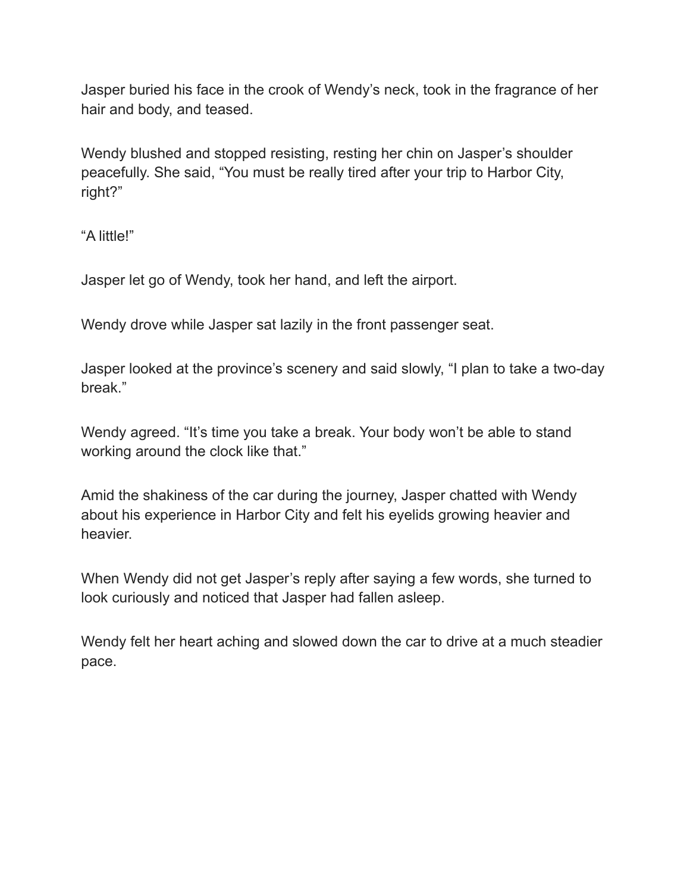Jasper buried his face in the crook of Wendy's neck, took in the fragrance of her hair and body, and teased.

Wendy blushed and stopped resisting, resting her chin on Jasper's shoulder peacefully. She said, "You must be really tired after your trip to Harbor City, right?"

"A little!"

Jasper let go of Wendy, took her hand, and left the airport.

Wendy drove while Jasper sat lazily in the front passenger seat.

Jasper looked at the province's scenery and said slowly, "I plan to take a two-day break."

Wendy agreed. "It's time you take a break. Your body won't be able to stand working around the clock like that."

Amid the shakiness of the car during the journey, Jasper chatted with Wendy about his experience in Harbor City and felt his eyelids growing heavier and heavier.

When Wendy did not get Jasper's reply after saying a few words, she turned to look curiously and noticed that Jasper had fallen asleep.

Wendy felt her heart aching and slowed down the car to drive at a much steadier pace.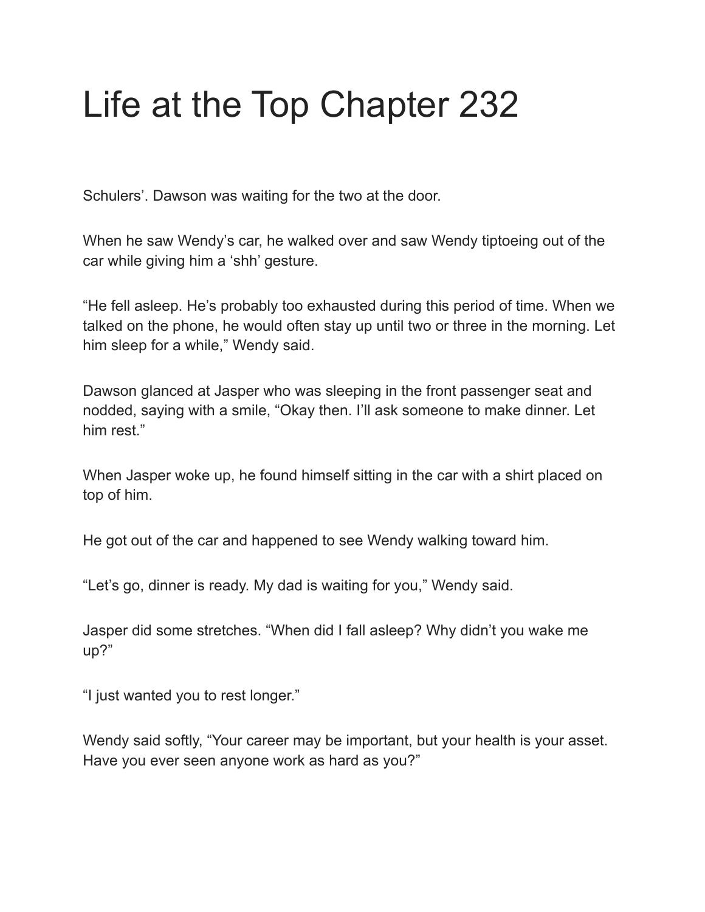# Life at the Top Chapter 232

Schulers'. Dawson was waiting for the two at the door.

When he saw Wendy's car, he walked over and saw Wendy tiptoeing out of the car while giving him a 'shh' gesture.

"He fell asleep. He's probably too exhausted during this period of time. When we talked on the phone, he would often stay up until two or three in the morning. Let him sleep for a while," Wendy said.

Dawson glanced at Jasper who was sleeping in the front passenger seat and nodded, saying with a smile, "Okay then. I'll ask someone to make dinner. Let him rest."

When Jasper woke up, he found himself sitting in the car with a shirt placed on top of him.

He got out of the car and happened to see Wendy walking toward him.

"Let's go, dinner is ready. My dad is waiting for you," Wendy said.

Jasper did some stretches. "When did I fall asleep? Why didn't you wake me up?"

"I just wanted you to rest longer."

Wendy said softly, "Your career may be important, but your health is your asset. Have you ever seen anyone work as hard as you?"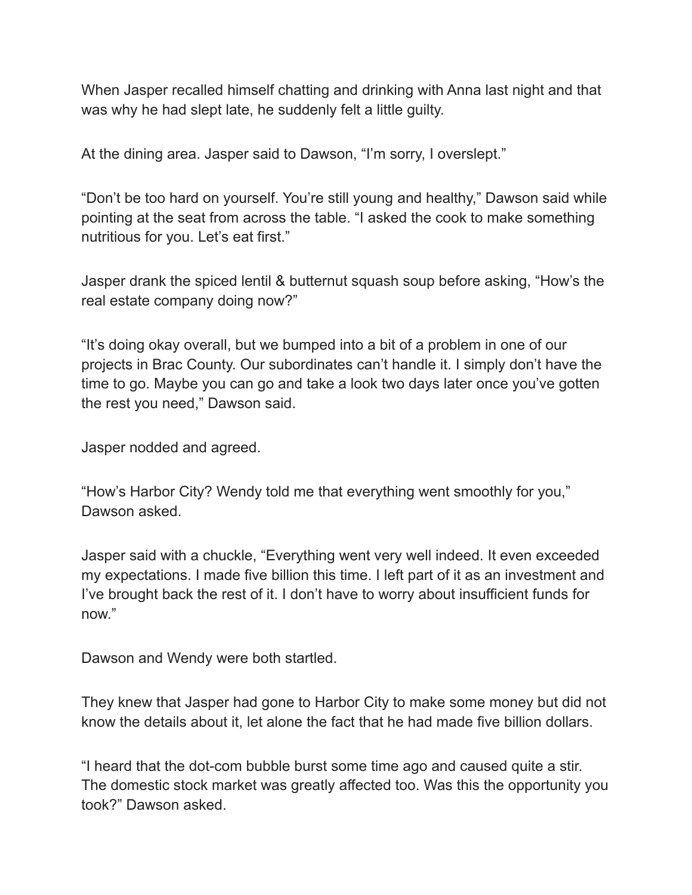When Jasper recalled himself chatting and drinking with Anna last night and that was why he had slept late, he suddenly felt a little guilty.

At the dining area. Jasper said to Dawson, "I'm sorry, I overslept."

"Don't be too hard on yourself. You're still young and healthy," Dawson said while pointing at the seat from across the table. "I asked the cook to make something nutritious for you. Let's eat first."

Jasper drank the spiced lentil & butternut squash soup before asking, "How's the real estate company doing now?"

"It's doing okay overall, but we bumped into a bit of a problem in one of our projects in Brac County. Our subordinates can't handle it. I simply don't have the time to go. Maybe you can go and take a look two days later once you've gotten the rest you need," Dawson said.

Jasper nodded and agreed.

"How's Harbor City? Wendy told me that everything went smoothly for you," Dawson asked.

Jasper said with a chuckle, "Everything went very well indeed. It even exceeded my expectations. I made five billion this time. I left part of it as an investment and I've brought back the rest of it. I don't have to worry about insufficient funds for now."

Dawson and Wendy were both startled.

They knew that Jasper had gone to Harbor City to make some money but did not know the details about it, let alone the fact that he had made five billion dollars.

"I heard that the dot-com bubble burst some time ago and caused quite a stir. The domestic stock market was greatly affected too. Was this the opportunity you took?" Dawson asked.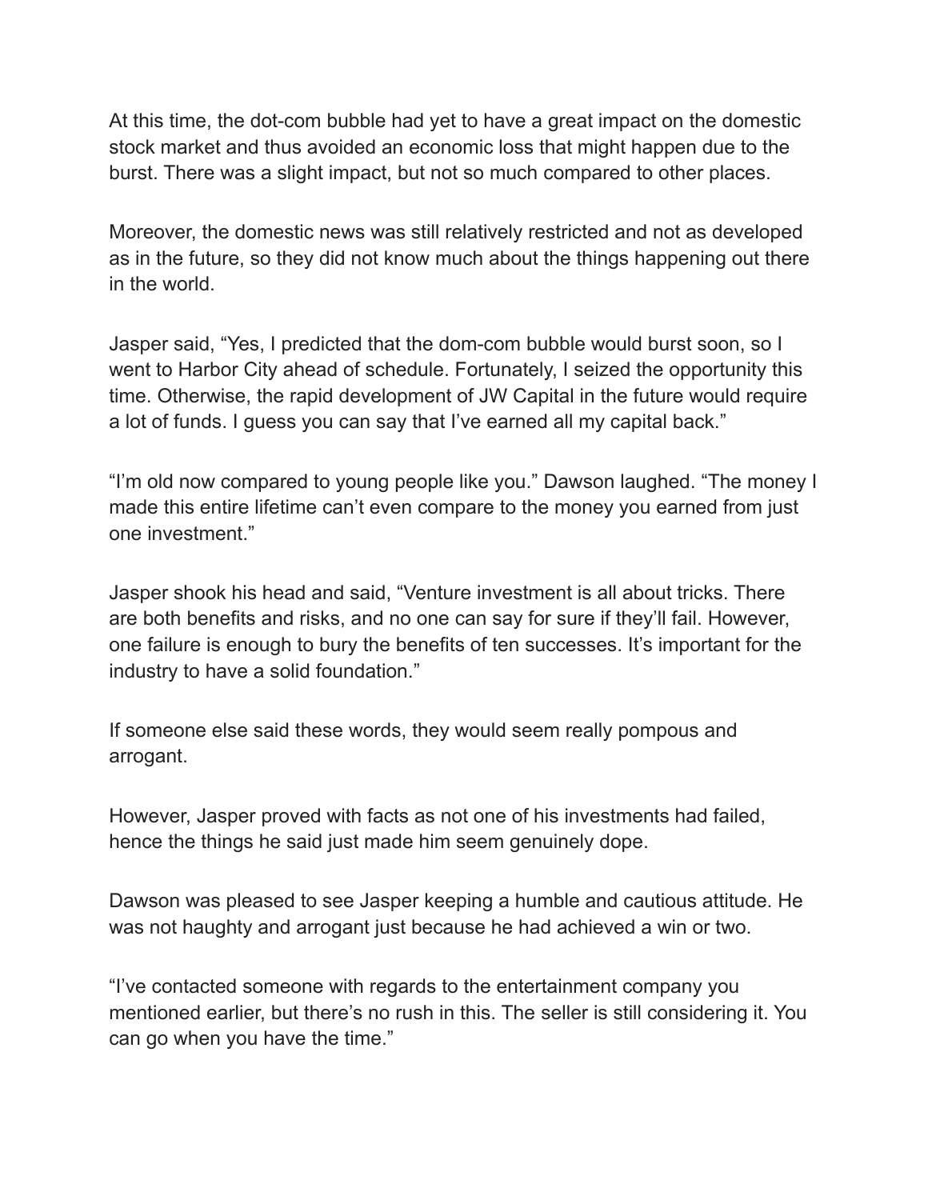At this time, the dot-com bubble had yet to have a great impact on the domestic stock market and thus avoided an economic loss that might happen due to the burst. There was a slight impact, but not so much compared to other places.

Moreover, the domestic news was still relatively restricted and not as developed as in the future, so they did not know much about the things happening out there in the world.

Jasper said, “Yes, I predicted that the dom-com bubble would burst soon, so I went to Harbor City ahead of schedule. Fortunately, I seized the opportunity this time. Otherwise, the rapid development of JW Capital in the future would require a lot of funds. I guess you can say that I’ve earned all my capital back.”

“I’m old now compared to young people like you.” Dawson laughed. “The money I made this entire lifetime can’t even compare to the money you earned from just one investment.”

Jasper shook his head and said, “Venture investment is all about tricks. There are both benefits and risks, and no one can say for sure if they’ll fail. However, one failure is enough to bury the benefits of ten successes. It’s important for the industry to have a solid foundation.”

If someone else said these words, they would seem really pompous and arrogant.

However, Jasper proved with facts as not one of his investments had failed, hence the things he said just made him seem genuinely dope.

Dawson was pleased to see Jasper keeping a humble and cautious attitude. He was not haughty and arrogant just because he had achieved a win or two.

“I’ve contacted someone with regards to the entertainment company you mentioned earlier, but there’s no rush in this. The seller is still considering it. You can go when you have the time.”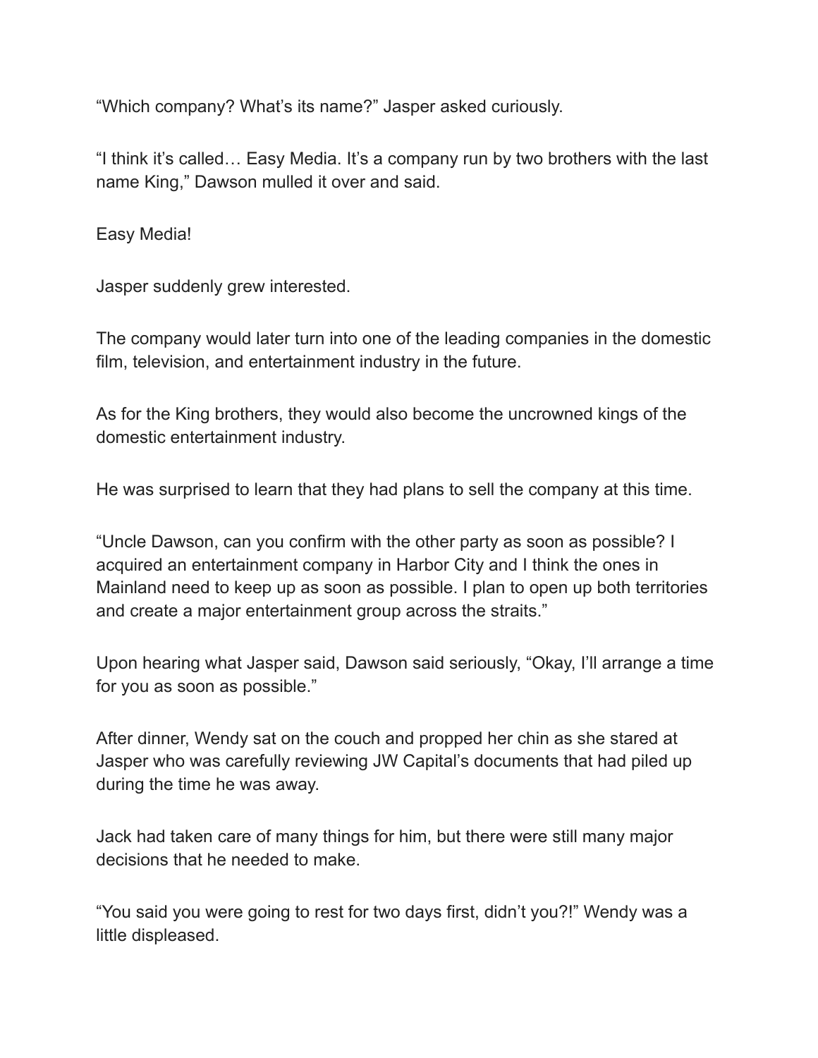"Which company? What's its name?" Jasper asked curiously.

"I think it's called… Easy Media. It's a company run by two brothers with the last name King," Dawson mulled it over and said.

Easy Media!

Jasper suddenly grew interested.

The company would later turn into one of the leading companies in the domestic film, television, and entertainment industry in the future.

As for the King brothers, they would also become the uncrowned kings of the domestic entertainment industry.

He was surprised to learn that they had plans to sell the company at this time.

"Uncle Dawson, can you confirm with the other party as soon as possible? I acquired an entertainment company in Harbor City and I think the ones in Mainland need to keep up as soon as possible. I plan to open up both territories and create a major entertainment group across the straits."

Upon hearing what Jasper said, Dawson said seriously, "Okay, I'll arrange a time for you as soon as possible."

After dinner, Wendy sat on the couch and propped her chin as she stared at Jasper who was carefully reviewing JW Capital's documents that had piled up during the time he was away.

Jack had taken care of many things for him, but there were still many major decisions that he needed to make.

"You said you were going to rest for two days first, didn't you?!" Wendy was a little displeased.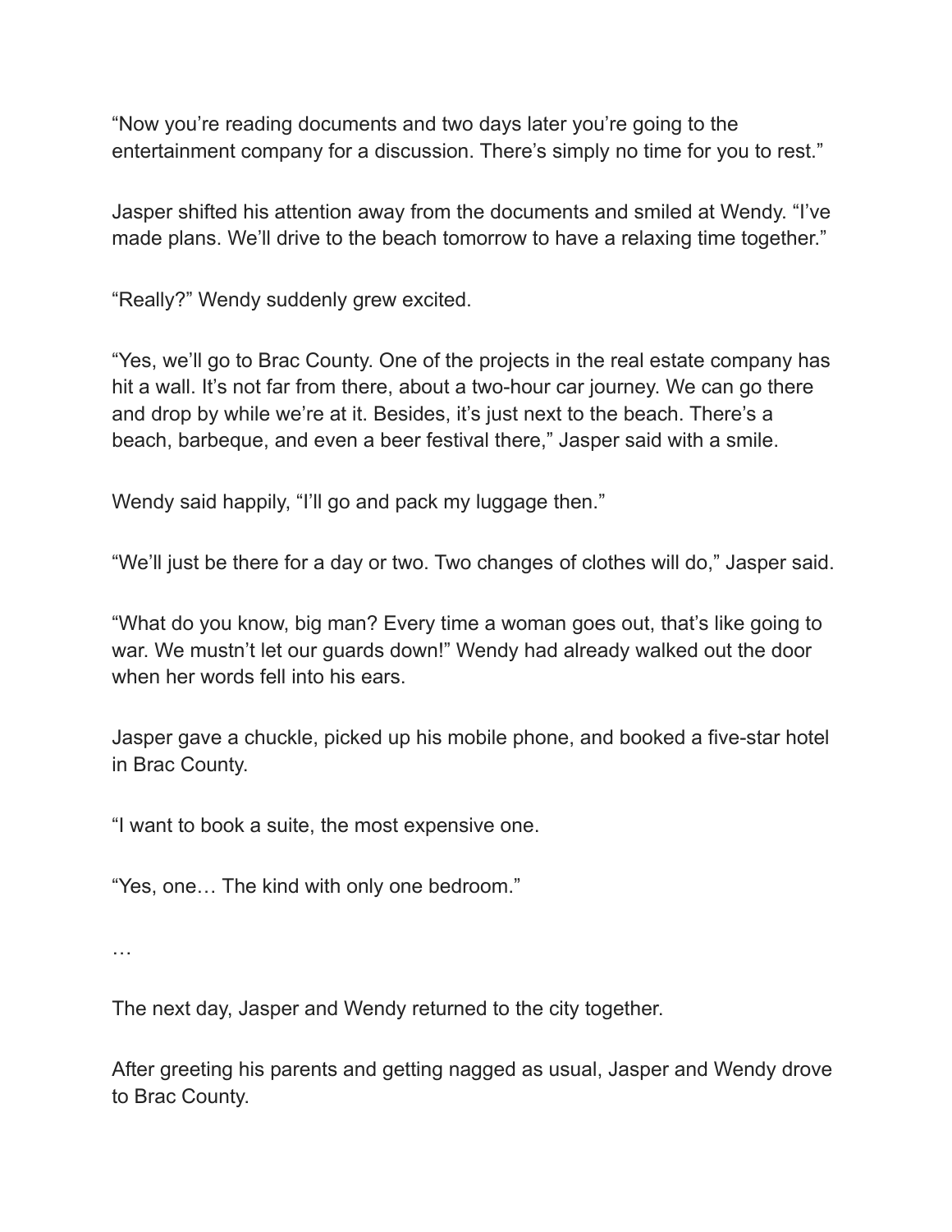"Now you're reading documents and two days later you're going to the entertainment company for a discussion. There's simply no time for you to rest."

Jasper shifted his attention away from the documents and smiled at Wendy. "I've made plans. We'll drive to the beach tomorrow to have a relaxing time together."

"Really?" Wendy suddenly grew excited.

"Yes, we'll go to Brac County. One of the projects in the real estate company has hit a wall. It's not far from there, about a two-hour car journey. We can go there and drop by while we're at it. Besides, it's just next to the beach. There's a beach, barbeque, and even a beer festival there," Jasper said with a smile.

Wendy said happily, "I'll go and pack my luggage then."

"We'll just be there for a day or two. Two changes of clothes will do," Jasper said.

"What do you know, big man? Every time a woman goes out, that's like going to war. We mustn't let our guards down!" Wendy had already walked out the door when her words fell into his ears.

Jasper gave a chuckle, picked up his mobile phone, and booked a five-star hotel in Brac County.

"I want to book a suite, the most expensive one.

"Yes, one… The kind with only one bedroom."

…

The next day, Jasper and Wendy returned to the city together.

After greeting his parents and getting nagged as usual, Jasper and Wendy drove to Brac County.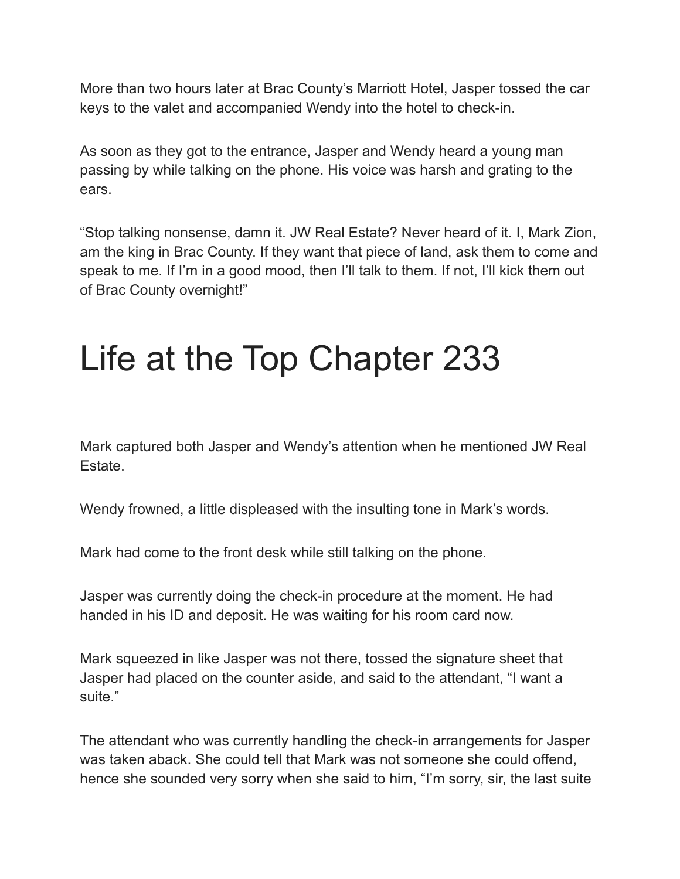More than two hours later at Brac County's Marriott Hotel, Jasper tossed the car keys to the valet and accompanied Wendy into the hotel to check-in.

As soon as they got to the entrance, Jasper and Wendy heard a young man passing by while talking on the phone. His voice was harsh and grating to the ears.

"Stop talking nonsense, damn it. JW Real Estate? Never heard of it. I, Mark Zion, am the king in Brac County. If they want that piece of land, ask them to come and speak to me. If I'm in a good mood, then I'll talk to them. If not, I'll kick them out of Brac County overnight!"

# Life at the Top Chapter 233

Mark captured both Jasper and Wendy's attention when he mentioned JW Real Estate.

Wendy frowned, a little displeased with the insulting tone in Mark's words.

Mark had come to the front desk while still talking on the phone.

Jasper was currently doing the check-in procedure at the moment. He had handed in his ID and deposit. He was waiting for his room card now.

Mark squeezed in like Jasper was not there, tossed the signature sheet that Jasper had placed on the counter aside, and said to the attendant, "I want a suite."

The attendant who was currently handling the check-in arrangements for Jasper was taken aback. She could tell that Mark was not someone she could offend, hence she sounded very sorry when she said to him, "I'm sorry, sir, the last suite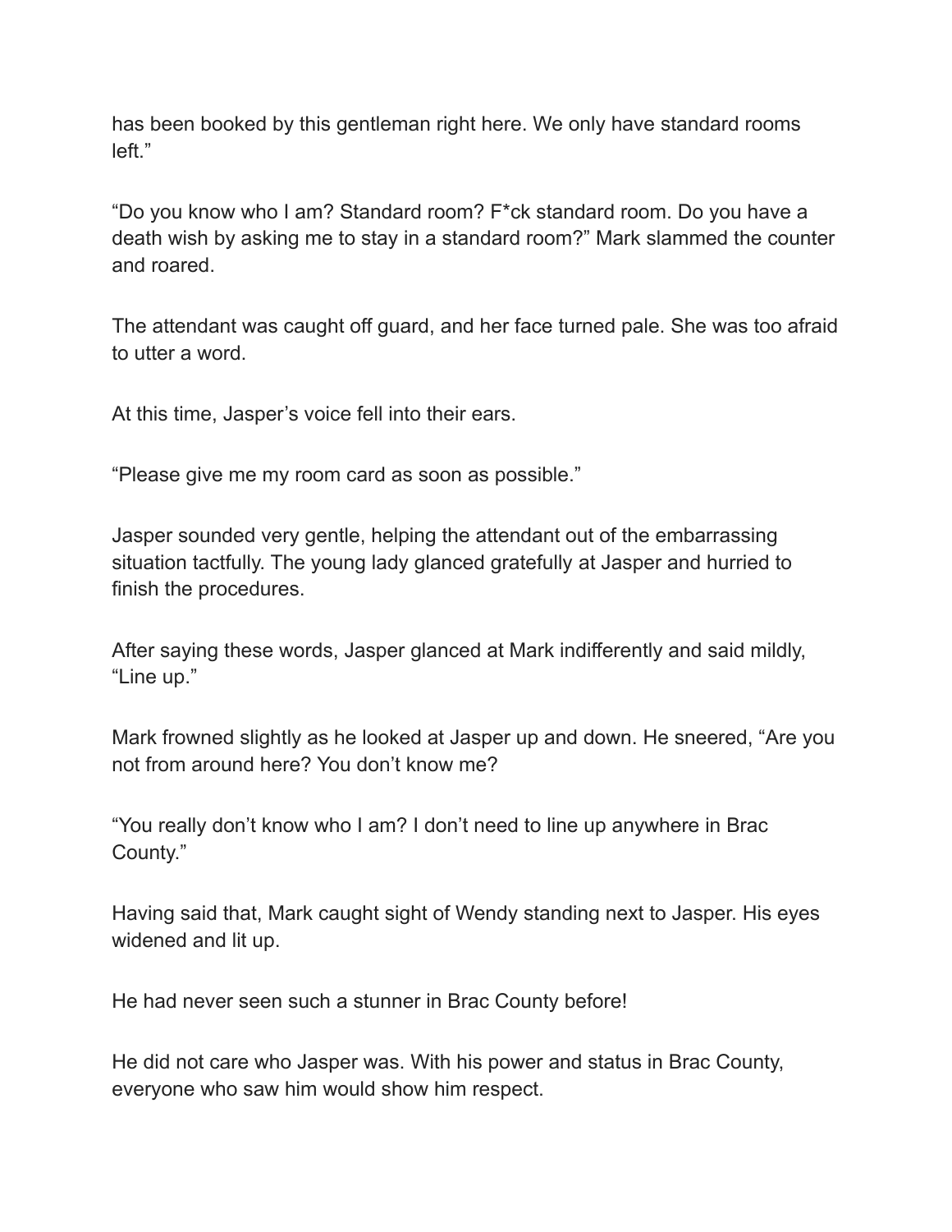has been booked by this gentleman right here. We only have standard rooms left."

"Do you know who I am? Standard room? F*ck standard room. Do you have a death wish by asking me to stay in a standard room?" Mark slammed the counter and roared.

The attendant was caught off guard, and her face turned pale. She was too afraid to utter a word.

At this time, Jasper's voice fell into their ears.

"Please give me my room card as soon as possible."

Jasper sounded very gentle, helping the attendant out of the embarrassing situation tactfully. The young lady glanced gratefully at Jasper and hurried to finish the procedures.

After saying these words, Jasper glanced at Mark indifferently and said mildly, "Line up."

Mark frowned slightly as he looked at Jasper up and down. He sneered, "Are you not from around here? You don't know me?

"You really don't know who I am? I don't need to line up anywhere in Brac County."

Having said that, Mark caught sight of Wendy standing next to Jasper. His eyes widened and lit up.

He had never seen such a stunner in Brac County before!

He did not care who Jasper was. With his power and status in Brac County, everyone who saw him would show him respect.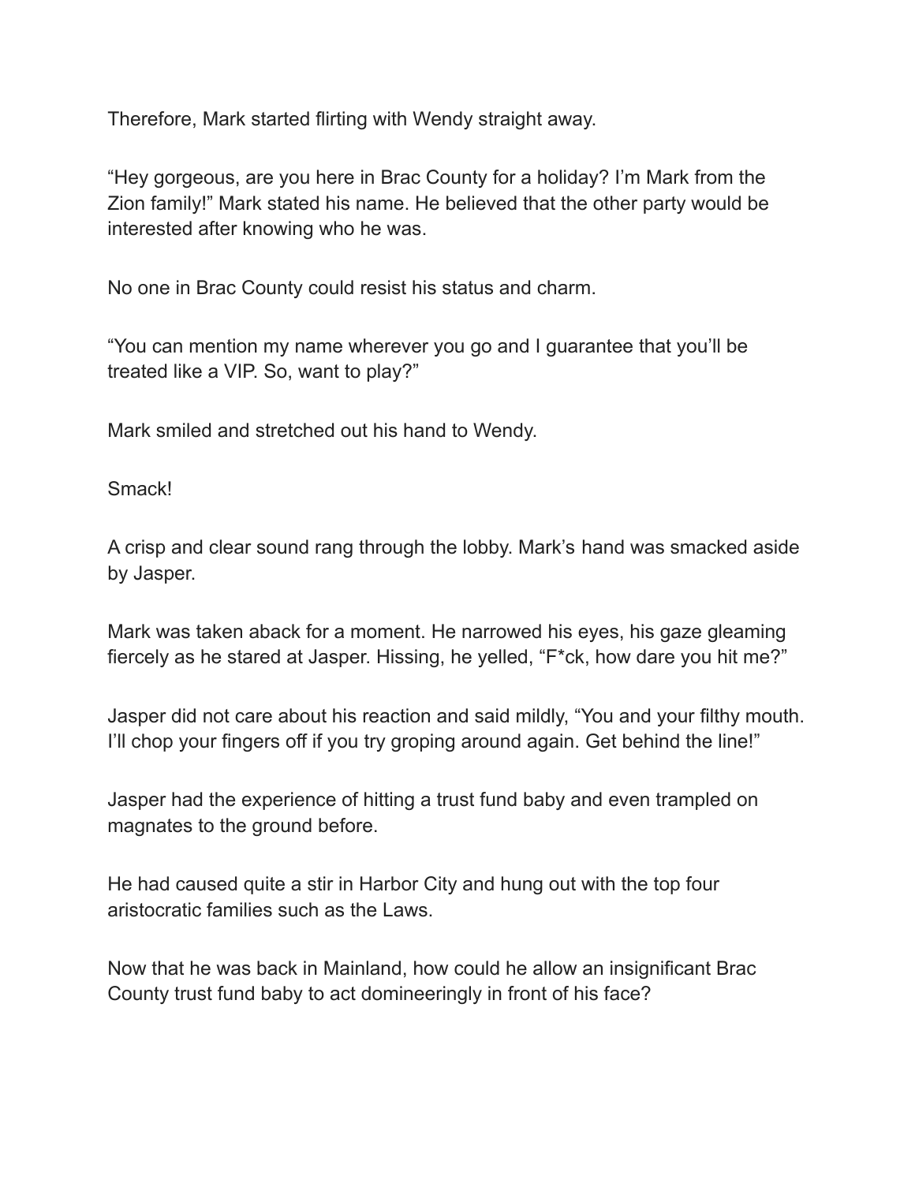Therefore, Mark started flirting with Wendy straight away.

“Hey gorgeous, are you here in Brac County for a holiday? I’m Mark from the Zion family!” Mark stated his name. He believed that the other party would be interested after knowing who he was.

No one in Brac County could resist his status and charm.

“You can mention my name wherever you go and I guarantee that you’ll be treated like a VIP. So, want to play?”

Mark smiled and stretched out his hand to Wendy.

Smack!

A crisp and clear sound rang through the lobby. Mark’s hand was smacked aside by Jasper.

Mark was taken aback for a moment. He narrowed his eyes, his gaze gleaming fiercely as he stared at Jasper. Hissing, he yelled, “F*ck, how dare you hit me?”

Jasper did not care about his reaction and said mildly, “You and your filthy mouth. I’ll chop your fingers off if you try groping around again. Get behind the line!”

Jasper had the experience of hitting a trust fund baby and even trampled on magnates to the ground before.

He had caused quite a stir in Harbor City and hung out with the top four aristocratic families such as the Laws.

Now that he was back in Mainland, how could he allow an insignificant Brac County trust fund baby to act domineeringly in front of his face?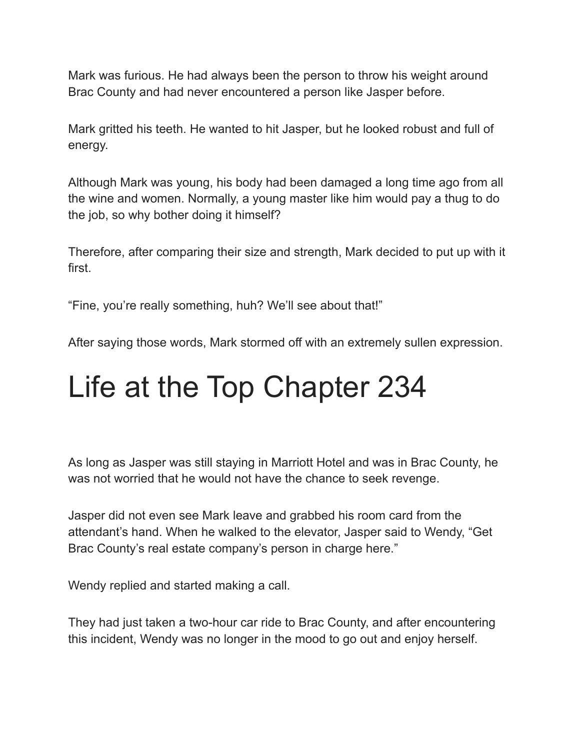Mark was furious. He had always been the person to throw his weight around Brac County and had never encountered a person like Jasper before.

Mark gritted his teeth. He wanted to hit Jasper, but he looked robust and full of energy.

Although Mark was young, his body had been damaged a long time ago from all the wine and women. Normally, a young master like him would pay a thug to do the job, so why bother doing it himself?

Therefore, after comparing their size and strength, Mark decided to put up with it first.

“Fine, you’re really something, huh? We’ll see about that!”

After saying those words, Mark stormed off with an extremely sullen expression.

# Life at the Top Chapter 234

As long as Jasper was still staying in Marriott Hotel and was in Brac County, he was not worried that he would not have the chance to seek revenge.

Jasper did not even see Mark leave and grabbed his room card from the attendant’s hand. When he walked to the elevator, Jasper said to Wendy, “Get Brac County’s real estate company’s person in charge here.”

Wendy replied and started making a call.

They had just taken a two-hour car ride to Brac County, and after encountering this incident, Wendy was no longer in the mood to go out and enjoy herself.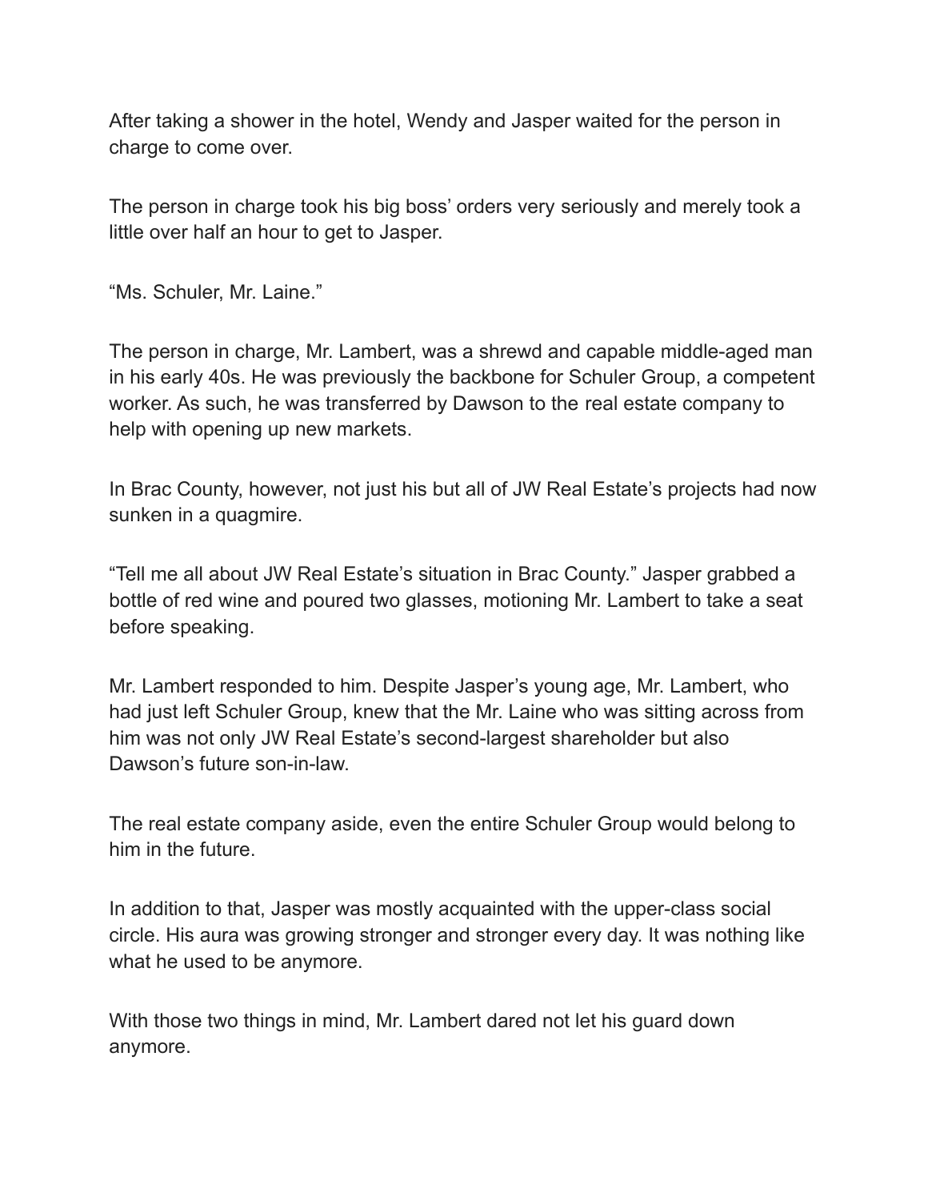After taking a shower in the hotel, Wendy and Jasper waited for the person in charge to come over.

The person in charge took his big boss' orders very seriously and merely took a little over half an hour to get to Jasper.

"Ms. Schuler, Mr. Laine."

The person in charge, Mr. Lambert, was a shrewd and capable middle-aged man in his early 40s. He was previously the backbone for Schuler Group, a competent worker. As such, he was transferred by Dawson to the real estate company to help with opening up new markets.

In Brac County, however, not just his but all of JW Real Estate's projects had now sunken in a quagmire.

"Tell me all about JW Real Estate's situation in Brac County." Jasper grabbed a bottle of red wine and poured two glasses, motioning Mr. Lambert to take a seat before speaking.

Mr. Lambert responded to him. Despite Jasper's young age, Mr. Lambert, who had just left Schuler Group, knew that the Mr. Laine who was sitting across from him was not only JW Real Estate's second-largest shareholder but also Dawson's future son-in-law.

The real estate company aside, even the entire Schuler Group would belong to him in the future.

In addition to that, Jasper was mostly acquainted with the upper-class social circle. His aura was growing stronger and stronger every day. It was nothing like what he used to be anymore.

With those two things in mind, Mr. Lambert dared not let his guard down anymore.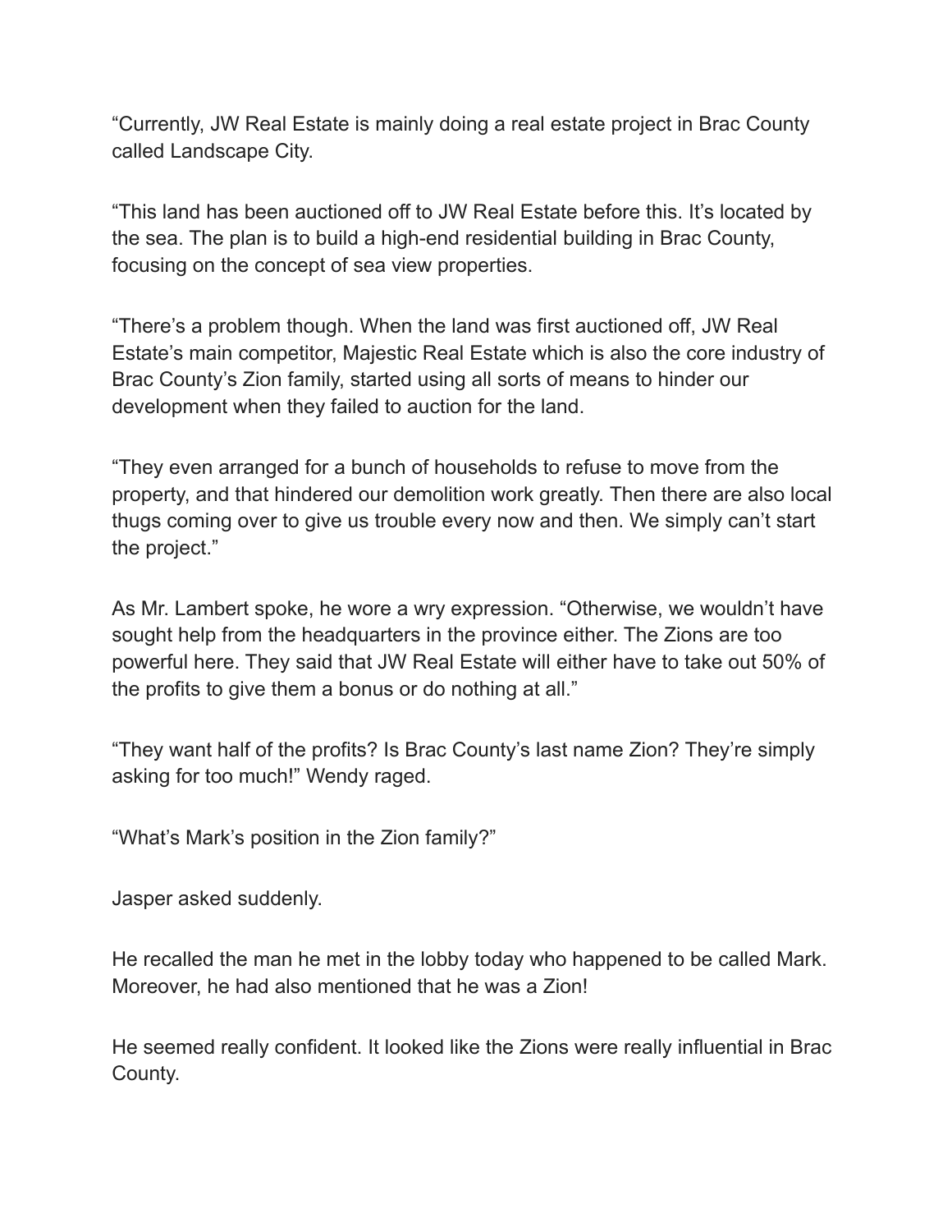"Currently, JW Real Estate is mainly doing a real estate project in Brac County called Landscape City.

"This land has been auctioned off to JW Real Estate before this. It's located by the sea. The plan is to build a high-end residential building in Brac County, focusing on the concept of sea view properties.

"There's a problem though. When the land was first auctioned off, JW Real Estate's main competitor, Majestic Real Estate which is also the core industry of Brac County's Zion family, started using all sorts of means to hinder our development when they failed to auction for the land.

"They even arranged for a bunch of households to refuse to move from the property, and that hindered our demolition work greatly. Then there are also local thugs coming over to give us trouble every now and then. We simply can't start the project."

As Mr. Lambert spoke, he wore a wry expression. "Otherwise, we wouldn't have sought help from the headquarters in the province either. The Zions are too powerful here. They said that JW Real Estate will either have to take out 50% of the profits to give them a bonus or do nothing at all."

"They want half of the profits? Is Brac County's last name Zion? They're simply asking for too much!" Wendy raged.

"What's Mark's position in the Zion family?"

Jasper asked suddenly.

He recalled the man he met in the lobby today who happened to be called Mark. Moreover, he had also mentioned that he was a Zion!

He seemed really confident. It looked like the Zions were really influential in Brac County.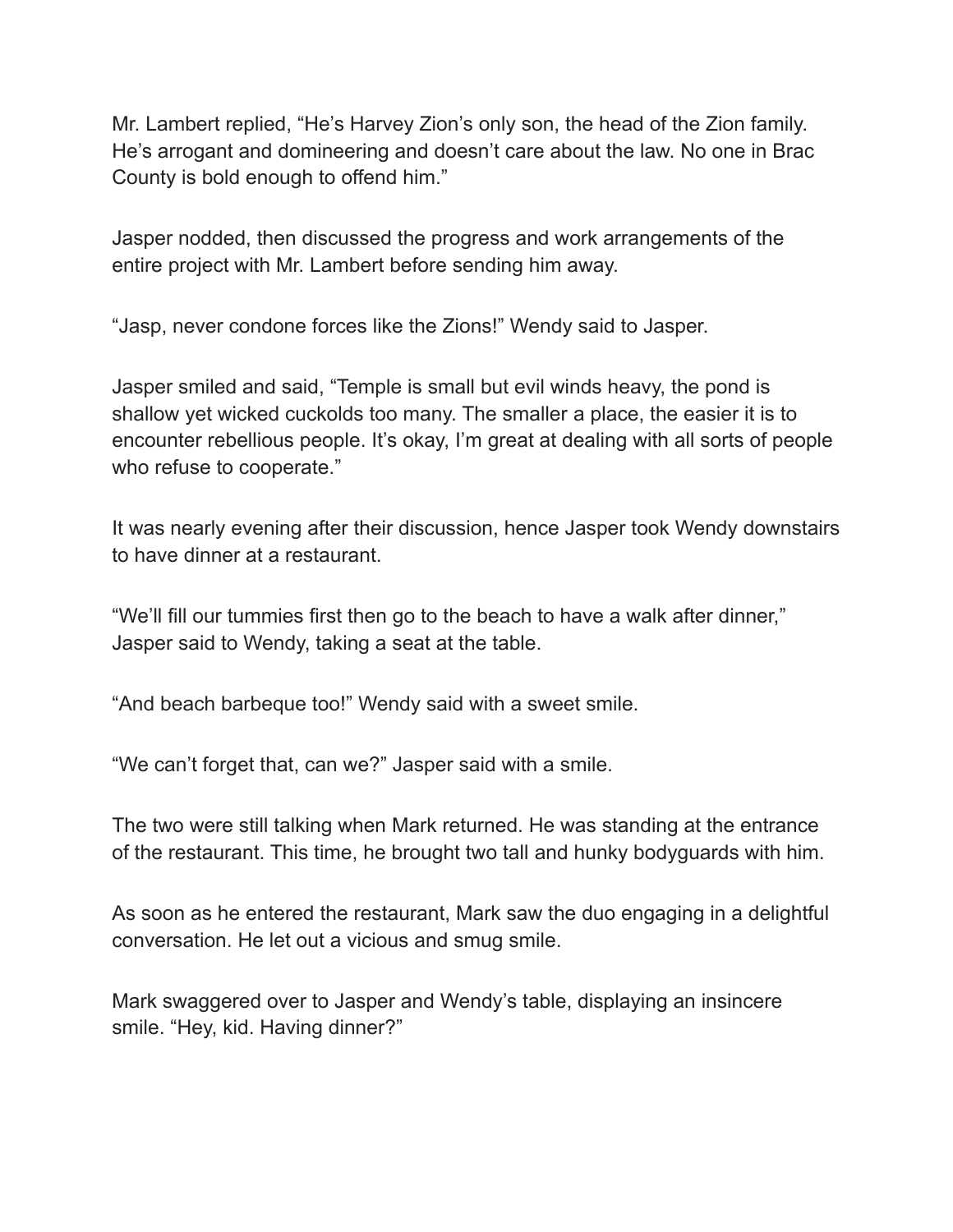Mr. Lambert replied, “He’s Harvey Zion’s only son, the head of the Zion family. He’s arrogant and domineering and doesn’t care about the law. No one in Brac County is bold enough to offend him.”

Jasper nodded, then discussed the progress and work arrangements of the entire project with Mr. Lambert before sending him away.

“Jasp, never condone forces like the Zions!” Wendy said to Jasper.

Jasper smiled and said, “Temple is small but evil winds heavy, the pond is shallow yet wicked cuckolds too many. The smaller a place, the easier it is to encounter rebellious people. It’s okay, I’m great at dealing with all sorts of people who refuse to cooperate.”

It was nearly evening after their discussion, hence Jasper took Wendy downstairs to have dinner at a restaurant.

“We’ll fill our tummies first then go to the beach to have a walk after dinner,” Jasper said to Wendy, taking a seat at the table.

“And beach barbeque too!” Wendy said with a sweet smile.

“We can’t forget that, can we?” Jasper said with a smile.

The two were still talking when Mark returned. He was standing at the entrance of the restaurant. This time, he brought two tall and hunky bodyguards with him.

As soon as he entered the restaurant, Mark saw the duo engaging in a delightful conversation. He let out a vicious and smug smile.

Mark swaggered over to Jasper and Wendy’s table, displaying an insincere smile. “Hey, kid. Having dinner?”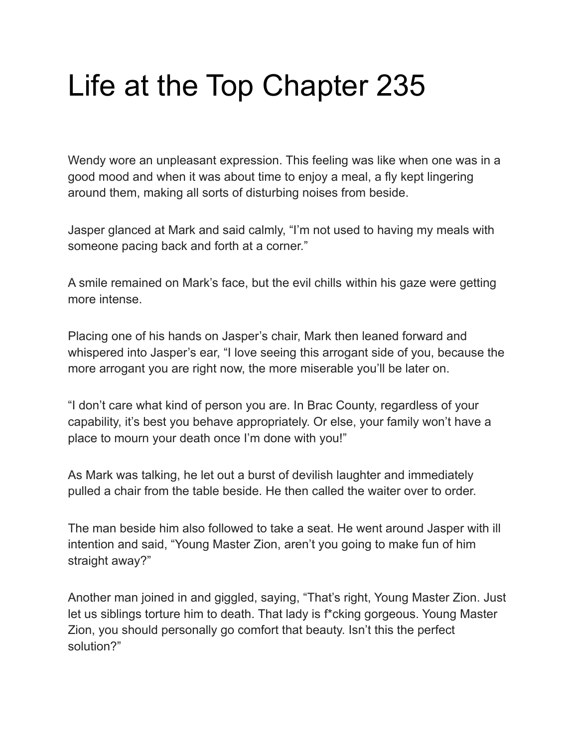# Life at the Top Chapter 235

Wendy wore an unpleasant expression. This feeling was like when one was in a good mood and when it was about time to enjoy a meal, a fly kept lingering around them, making all sorts of disturbing noises from beside.

Jasper glanced at Mark and said calmly, "I'm not used to having my meals with someone pacing back and forth at a corner."

A smile remained on Mark's face, but the evil chills within his gaze were getting more intense.

Placing one of his hands on Jasper's chair, Mark then leaned forward and whispered into Jasper's ear, "I love seeing this arrogant side of you, because the more arrogant you are right now, the more miserable you'll be later on.

"I don't care what kind of person you are. In Brac County, regardless of your capability, it's best you behave appropriately. Or else, your family won't have a place to mourn your death once I'm done with you!"

As Mark was talking, he let out a burst of devilish laughter and immediately pulled a chair from the table beside. He then called the waiter over to order.

The man beside him also followed to take a seat. He went around Jasper with ill intention and said, "Young Master Zion, aren't you going to make fun of him straight away?"

Another man joined in and giggled, saying, "That's right, Young Master Zion. Just let us siblings torture him to death. That lady is f*cking gorgeous. Young Master Zion, you should personally go comfort that beauty. Isn't this the perfect solution?"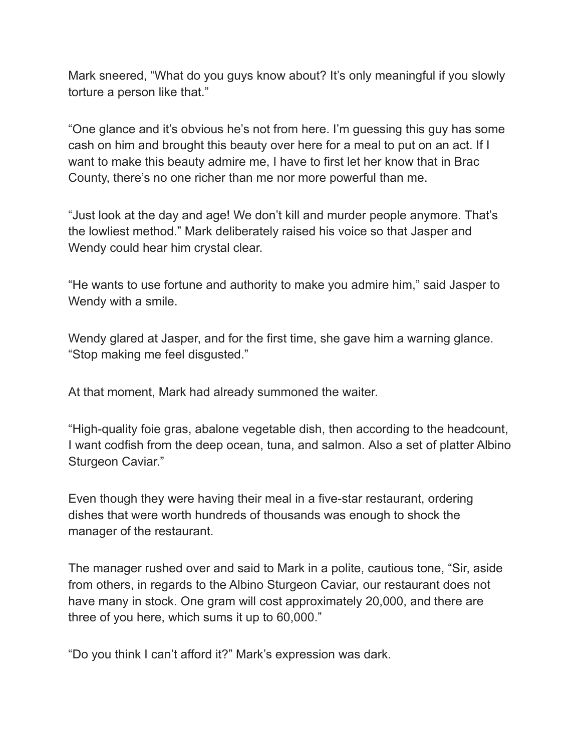Mark sneered, “What do you guys know about? It’s only meaningful if you slowly torture a person like that.”

“One glance and it’s obvious he’s not from here. I’m guessing this guy has some cash on him and brought this beauty over here for a meal to put on an act. If I want to make this beauty admire me, I have to first let her know that in Brac County, there’s no one richer than me nor more powerful than me.

“Just look at the day and age! We don’t kill and murder people anymore. That’s the lowliest method.” Mark deliberately raised his voice so that Jasper and Wendy could hear him crystal clear.

“He wants to use fortune and authority to make you admire him,” said Jasper to Wendy with a smile.

Wendy glared at Jasper, and for the first time, she gave him a warning glance. “Stop making me feel disgusted.”

At that moment, Mark had already summoned the waiter.

“High-quality foie gras, abalone vegetable dish, then according to the headcount, I want codfish from the deep ocean, tuna, and salmon. Also a set of platter Albino Sturgeon Caviar.”

Even though they were having their meal in a five-star restaurant, ordering dishes that were worth hundreds of thousands was enough to shock the manager of the restaurant.

The manager rushed over and said to Mark in a polite, cautious tone, “Sir, aside from others, in regards to the Albino Sturgeon Caviar, our restaurant does not have many in stock. One gram will cost approximately 20,000, and there are three of you here, which sums it up to 60,000.”

“Do you think I can’t afford it?” Mark’s expression was dark.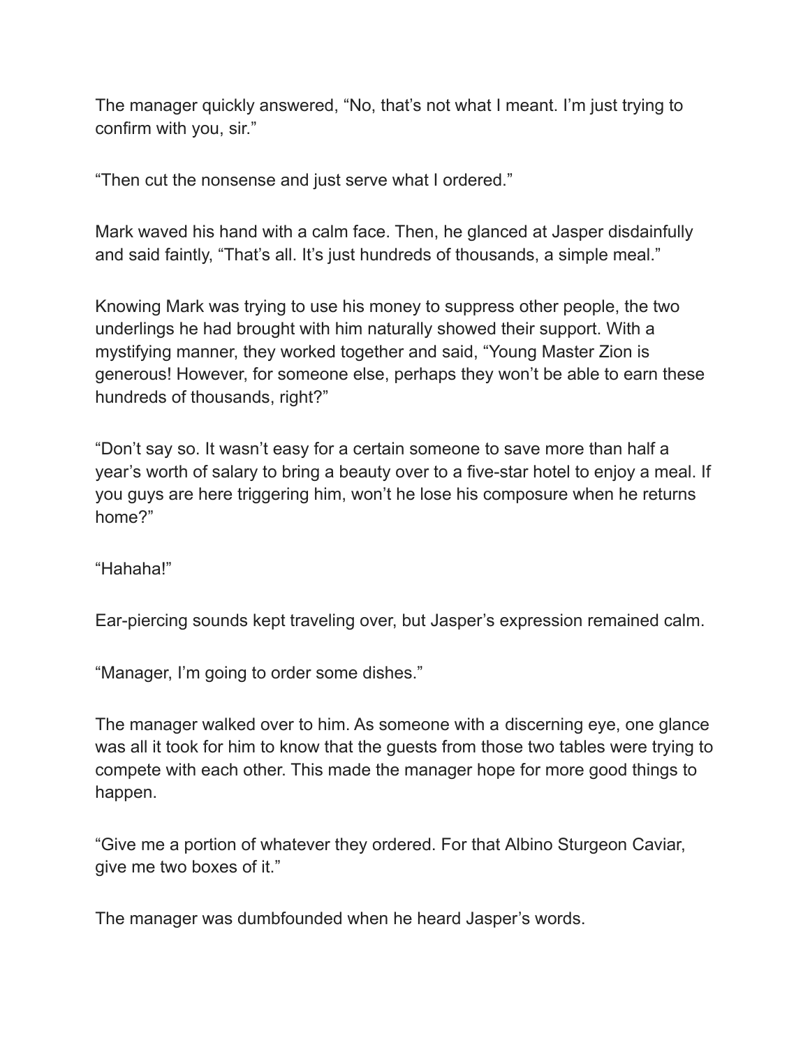The manager quickly answered, “No, that’s not what I meant. I’m just trying to confirm with you, sir.”

“Then cut the nonsense and just serve what I ordered.”

Mark waved his hand with a calm face. Then, he glanced at Jasper disdainfully and said faintly, “That’s all. It’s just hundreds of thousands, a simple meal.”

Knowing Mark was trying to use his money to suppress other people, the two underlings he had brought with him naturally showed their support. With a mystifying manner, they worked together and said, “Young Master Zion is generous! However, for someone else, perhaps they won’t be able to earn these hundreds of thousands, right?”

“Don’t say so. It wasn’t easy for a certain someone to save more than half a year’s worth of salary to bring a beauty over to a five-star hotel to enjoy a meal. If you guys are here triggering him, won’t he lose his composure when he returns home?”

“Hahaha!”

Ear-piercing sounds kept traveling over, but Jasper’s expression remained calm.

“Manager, I’m going to order some dishes.”

The manager walked over to him. As someone with a discerning eye, one glance was all it took for him to know that the guests from those two tables were trying to compete with each other. This made the manager hope for more good things to happen.

“Give me a portion of whatever they ordered. For that Albino Sturgeon Caviar, give me two boxes of it.”

The manager was dumbfounded when he heard Jasper’s words.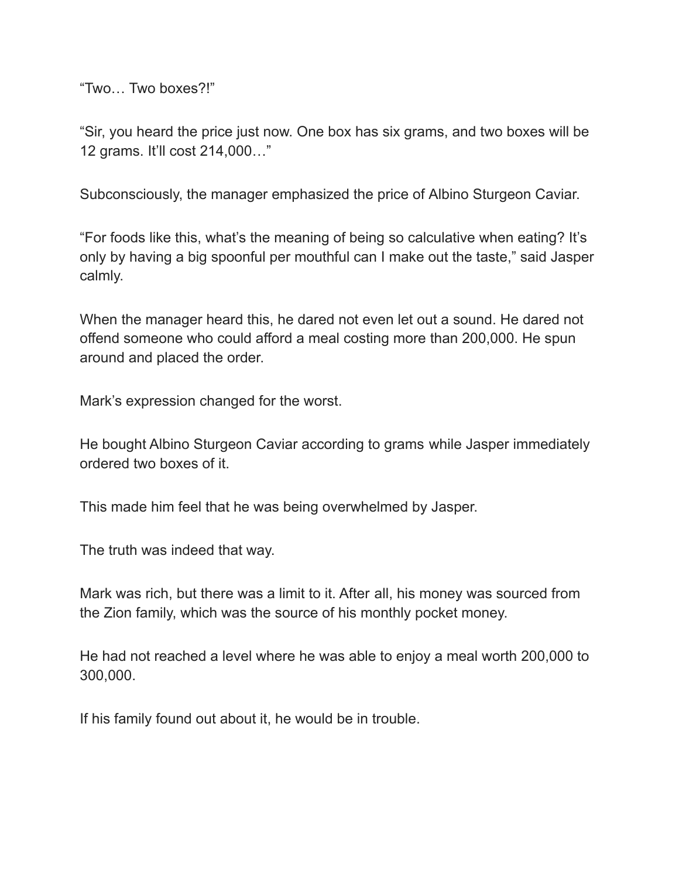“Two… Two boxes?!”

“Sir, you heard the price just now. One box has six grams, and two boxes will be 12 grams. It’ll cost 214,000…”

Subconsciously, the manager emphasized the price of Albino Sturgeon Caviar.

“For foods like this, what’s the meaning of being so calculative when eating? It’s only by having a big spoonful per mouthful can I make out the taste,” said Jasper calmly.

When the manager heard this, he dared not even let out a sound. He dared not offend someone who could afford a meal costing more than 200,000. He spun around and placed the order.

Mark’s expression changed for the worst.

He bought Albino Sturgeon Caviar according to grams while Jasper immediately ordered two boxes of it.

This made him feel that he was being overwhelmed by Jasper.

The truth was indeed that way.

Mark was rich, but there was a limit to it. After all, his money was sourced from the Zion family, which was the source of his monthly pocket money.

He had not reached a level where he was able to enjoy a meal worth 200,000 to 300,000.

If his family found out about it, he would be in trouble.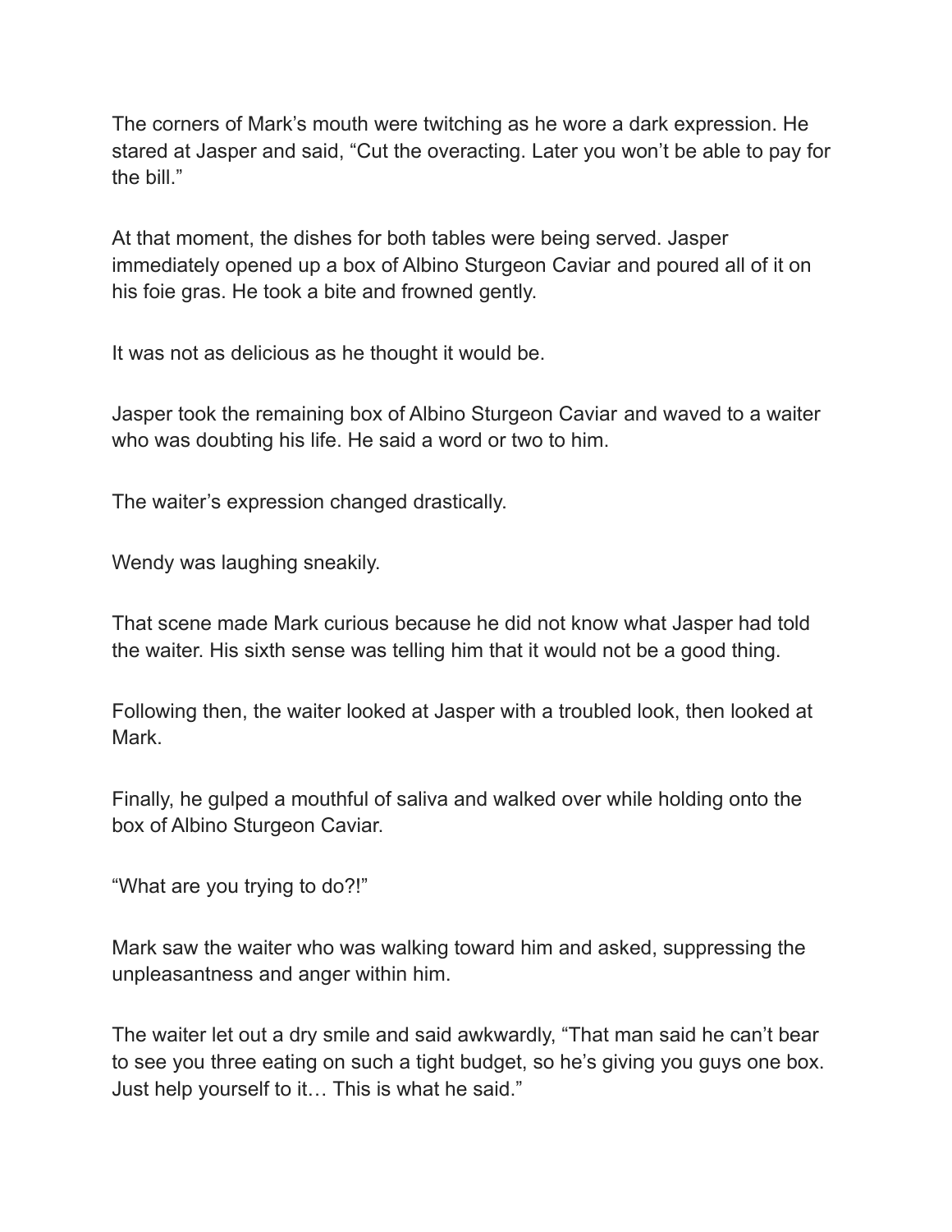The corners of Mark's mouth were twitching as he wore a dark expression. He stared at Jasper and said, "Cut the overacting. Later you won't be able to pay for the bill."

At that moment, the dishes for both tables were being served. Jasper immediately opened up a box of Albino Sturgeon Caviar and poured all of it on his foie gras. He took a bite and frowned gently.

It was not as delicious as he thought it would be.

Jasper took the remaining box of Albino Sturgeon Caviar and waved to a waiter who was doubting his life. He said a word or two to him.

The waiter's expression changed drastically.

Wendy was laughing sneakily.

That scene made Mark curious because he did not know what Jasper had told the waiter. His sixth sense was telling him that it would not be a good thing.

Following then, the waiter looked at Jasper with a troubled look, then looked at Mark.

Finally, he gulped a mouthful of saliva and walked over while holding onto the box of Albino Sturgeon Caviar.

"What are you trying to do?!"

Mark saw the waiter who was walking toward him and asked, suppressing the unpleasantness and anger within him.

The waiter let out a dry smile and said awkwardly, "That man said he can't bear to see you three eating on such a tight budget, so he's giving you guys one box. Just help yourself to it… This is what he said."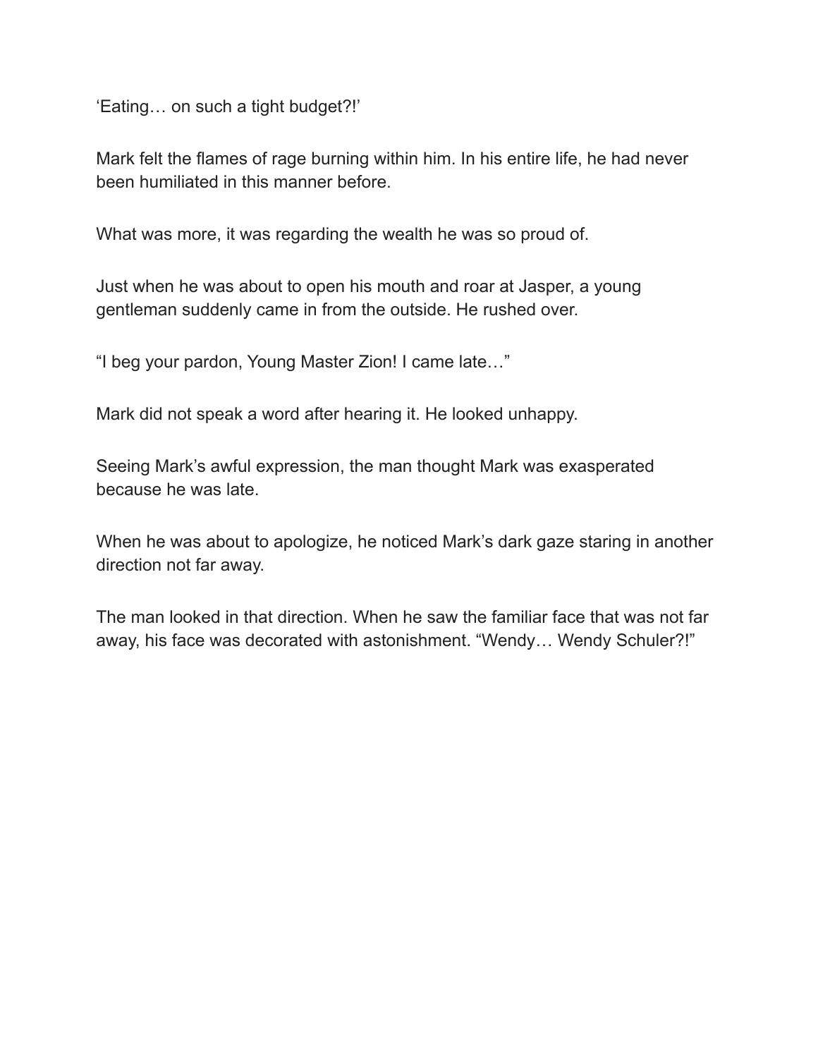'Eating… on such a tight budget?!'

Mark felt the flames of rage burning within him. In his entire life, he had never been humiliated in this manner before.

What was more, it was regarding the wealth he was so proud of.

Just when he was about to open his mouth and roar at Jasper, a young gentleman suddenly came in from the outside. He rushed over.

"I beg your pardon, Young Master Zion! I came late…"

Mark did not speak a word after hearing it. He looked unhappy.

Seeing Mark's awful expression, the man thought Mark was exasperated because he was late.

When he was about to apologize, he noticed Mark's dark gaze staring in another direction not far away.

The man looked in that direction. When he saw the familiar face that was not far away, his face was decorated with astonishment. "Wendy… Wendy Schuler?!"